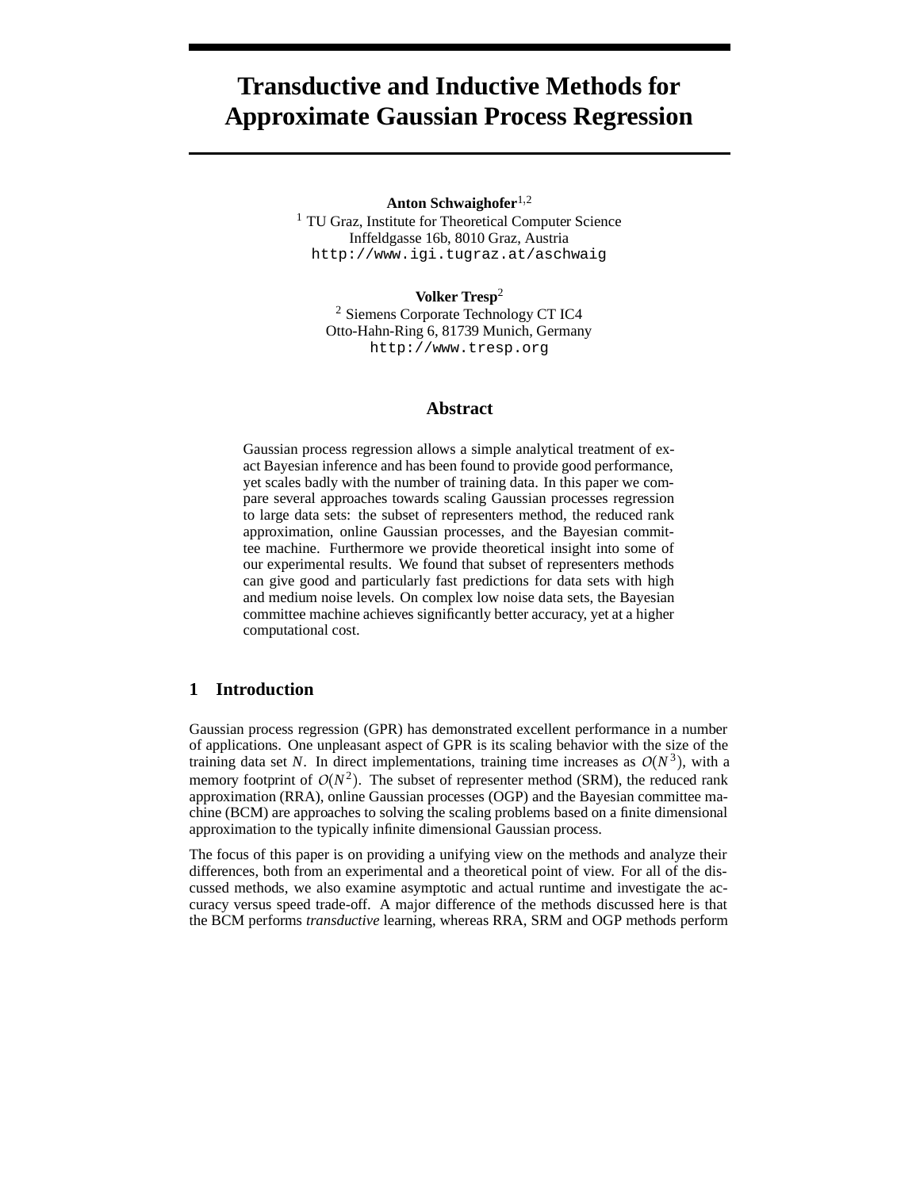# Transductive and Inductive Methods for Approximate Gaussian Process Regression

**Anton Schwaighofer**[1,2]
[1] TU Graz, Institute for Theoretical Computer Science
Inffeldgasse 16b, 8010 Graz, Austria
http://www.igi.tugraz.at/aschwaig

**Volker Tresp**[2]
[2] Siemens Corporate Technology CT IC4
Otto-Hahn-Ring 6, 81739 Munich, Germany
http://www.tresp.org

## Abstract

Gaussian process regression allows a simple analytical treatment of exact Bayesian inference and has been found to provide good performance, yet scales badly with the number of training data. In this paper we compare several approaches towards scaling Gaussian processes regression to large data sets: the subset of representers method, the reduced rank approximation, online Gaussian processes, and the Bayesian committee machine. Furthermore we provide theoretical insight into some of our experimental results. We found that subset of representers methods can give good and particularly fast predictions for data sets with high and medium noise levels. On complex low noise data sets, the Bayesian committee machine achieves significantly better accuracy, yet at a higher computational cost.

## 1 Introduction

Gaussian process regression (GPR) has demonstrated excellent performance in a number of applications. One unpleasant aspect of GPR is its scaling behavior with the size of the training data set $N$. In direct implementations, training time increases as $\mathcal{O}(N^3)$, with a memory footprint of $\mathcal{O}(N^2)$. The subset of representer method (SRM), the reduced rank approximation (RRA), online Gaussian processes (OGP) and the Bayesian committee machine (BCM) are approaches to solving the scaling problems based on a finite dimensional approximation to the typically infinite dimensional Gaussian process.

The focus of this paper is on providing a unifying view on the methods and analyze their differences, both from an experimental and a theoretical point of view. For all of the discussed methods, we also examine asymptotic and actual runtime and investigate the accuracy versus speed trade-off. A major difference of the methods discussed here is that the BCM performs *transductive* learning, whereas RRA, SRM and OGP methods perform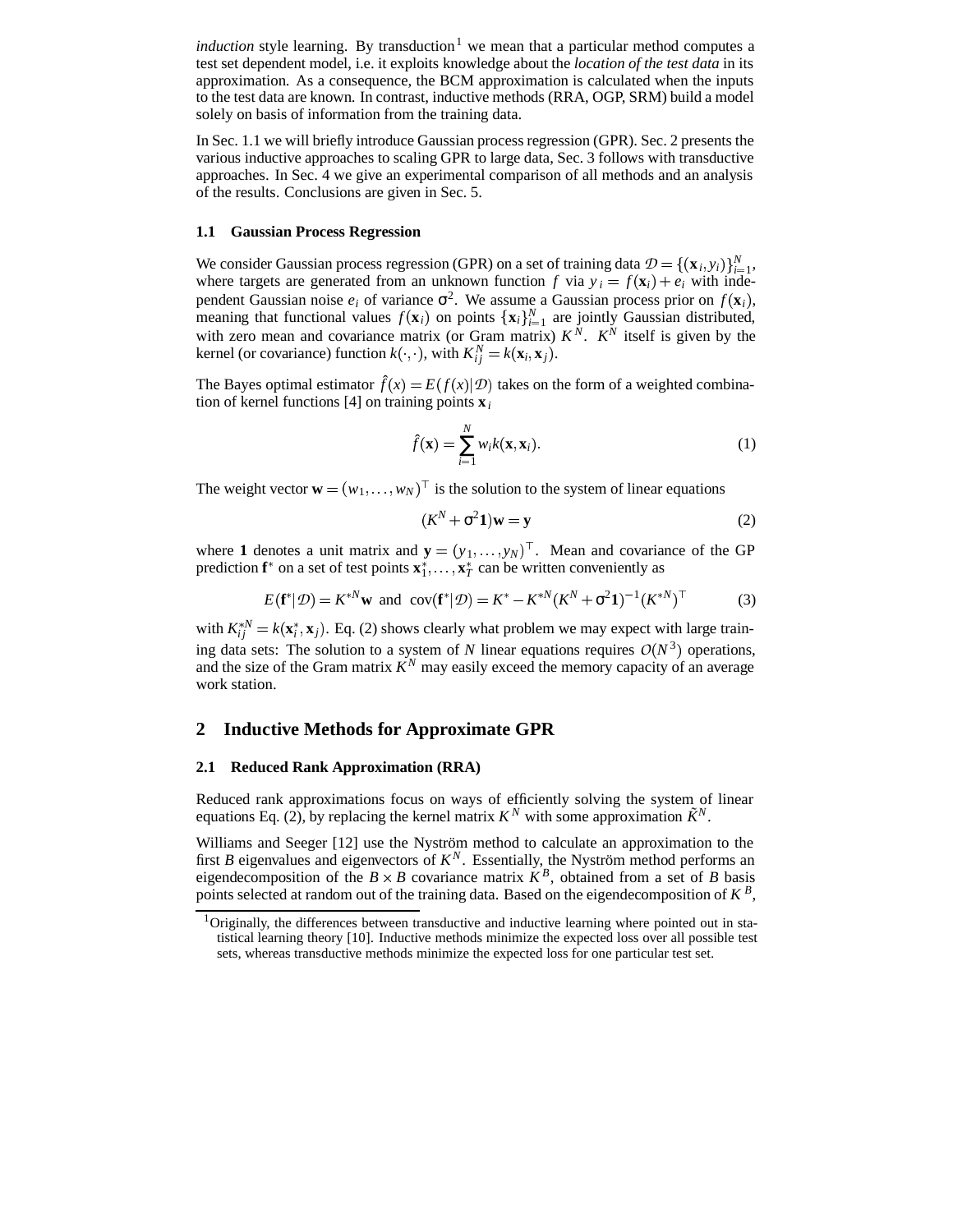*induction* style learning. By transduction[1] we mean that a particular method computes a test set dependent model, i.e. it exploits knowledge about the *location of the test data* in its approximation. As a consequence, the BCM approximation is calculated when the inputs to the test data are known. In contrast, inductive methods (RRA, OGP, SRM) build a model solely on basis of information from the training data.

In Sec. 1.1 we will briefly introduce Gaussian process regression (GPR). Sec. 2 presents the various inductive approaches to scaling GPR to large data, Sec. 3 follows with transductive approaches. In Sec. 4 we give an experimental comparison of all methods and an analysis of the results. Conclusions are given in Sec. 5.

### 1.1 Gaussian Process Regression

We consider Gaussian process regression (GPR) on a set of training data $\mathcal{D} = \{(\mathbf{x}_i, y_i)\}_{i=1}^N$, where targets are generated from an unknown function $f$ via $y_i = f(\mathbf{x}_i) + e_i$ with independent Gaussian noise $e_i$ of variance $\sigma^2$. We assume a Gaussian process prior on $f(\mathbf{x}_i)$, meaning that functional values $f(\mathbf{x}_i)$ on points $\{\mathbf{x}_i\}_{i=1}^N$ are jointly Gaussian distributed, with zero mean and covariance matrix (or Gram matrix) $K^N$. $K^N$ itself is given by the kernel (or covariance) function $k(\cdot,\cdot)$, with $K^N_{ij} = k(\mathbf{x}_i, \mathbf{x}_j)$.

The Bayes optimal estimator $\hat{f}(x) = E(f(x)|\mathcal{D})$ takes on the form of a weighted combination of kernel functions [4] on training points $\mathbf{x}_i$

$$\hat{f}(\mathbf{x}) = \sum_{i=1}^{N} w_i k(\mathbf{x}, \mathbf{x}_i). \tag{1}$$

The weight vector $\mathbf{w} = (w_1, \ldots, w_N)^\top$ is the solution to the system of linear equations

$$(K^N + \sigma^2 \mathbf{1})\mathbf{w} = \mathbf{y} \tag{2}$$

where $\mathbf{1}$ denotes a unit matrix and $\mathbf{y} = (y_1, \ldots, y_N)^\top$. Mean and covariance of the GP prediction $\mathbf{f}^*$ on a set of test points $\mathbf{x}_1^*, \ldots, \mathbf{x}_T^*$ can be written conveniently as

$$E(\mathbf{f}^*|\mathcal{D}) = K^{*N}\mathbf{w} \;\text{ and }\; \mathrm{cov}(\mathbf{f}^*|\mathcal{D}) = K^* - K^{*N}(K^N + \sigma^2\mathbf{1})^{-1}(K^{*N})^\top \tag{3}$$

with $K^{*N}_{ij} = k(\mathbf{x}_i^*, \mathbf{x}_j)$. Eq. (2) shows clearly what problem we may expect with large training data sets: The solution to a system of $N$ linear equations requires $\mathcal{O}(N^3)$ operations, and the size of the Gram matrix $K^N$ may easily exceed the memory capacity of an average work station.

## 2 Inductive Methods for Approximate GPR

### 2.1 Reduced Rank Approximation (RRA)

Reduced rank approximations focus on ways of efficiently solving the system of linear equations Eq. (2), by replacing the kernel matrix $K^N$ with some approximation $\tilde{K}^N$.

Williams and Seeger [12] use the Nyström method to calculate an approximation to the first $B$ eigenvalues and eigenvectors of $K^N$. Essentially, the Nyström method performs an eigendecomposition of the $B \times B$ covariance matrix $K^B$, obtained from a set of $B$ basis points selected at random out of the training data. Based on the eigendecomposition of $K^B$,

[1] Originally, the differences between transductive and inductive learning where pointed out in statistical learning theory [10]. Inductive methods minimize the expected loss over all possible test sets, whereas transductive methods minimize the expected loss for one particular test set.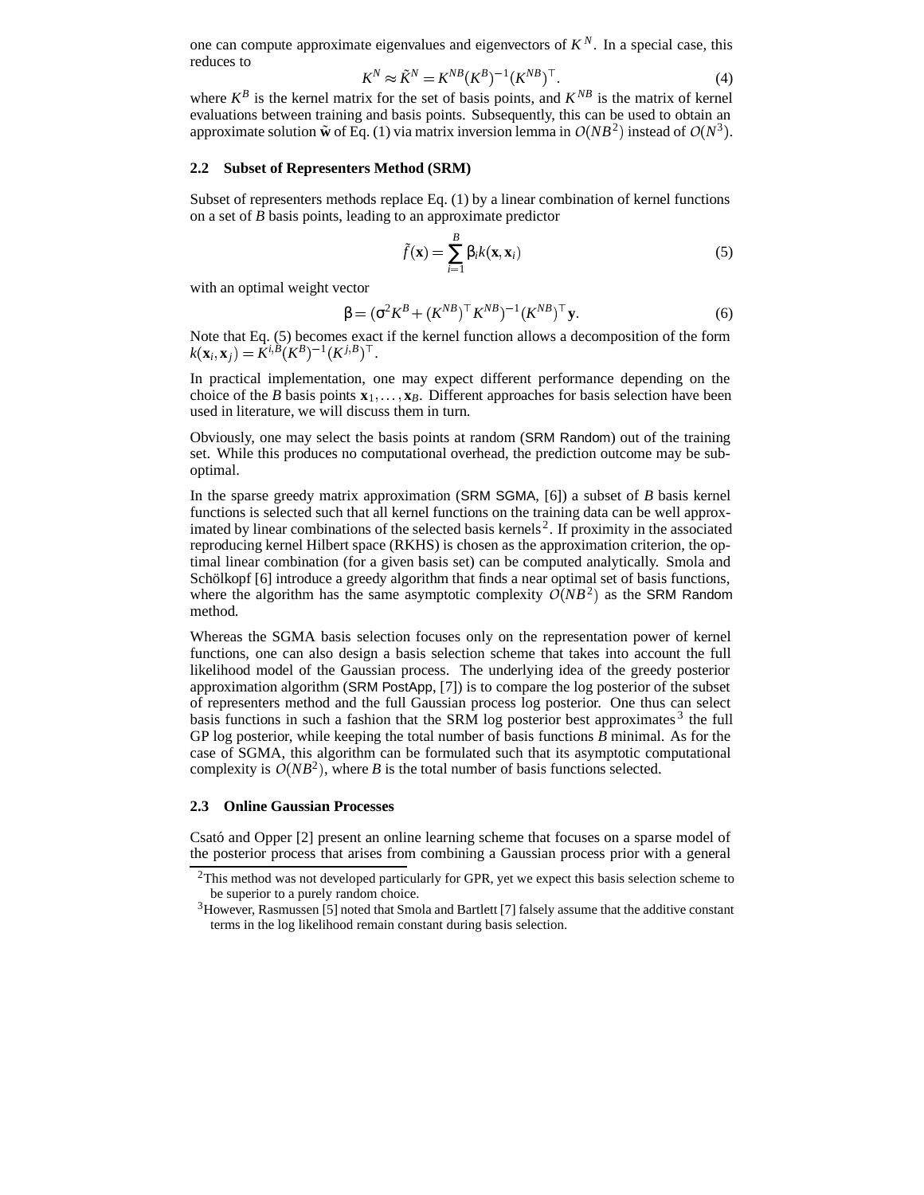one can compute approximate eigenvalues and eigenvectors of $K^N$. In a special case, this reduces to

$$K^N \approx \tilde{K}^N = K^{NB}(K^B)^{-1}(K^{NB})^\top. \tag{4}$$

where $K^B$ is the kernel matrix for the set of basis points, and $K^{NB}$ is the matrix of kernel evaluations between training and basis points. Subsequently, this can be used to obtain an approximate solution $\tilde{\mathbf{w}}$ of Eq. (1) via matrix inversion lemma in $O(NB^2)$ instead of $O(N^3)$.

### 2.2 Subset of Representers Method (SRM)

Subset of representers methods replace Eq. (1) by a linear combination of kernel functions on a set of $B$ basis points, leading to an approximate predictor

$$\tilde{f}(\mathbf{x}) = \sum_{i=1}^{B} \beta_i k(\mathbf{x}, \mathbf{x}_i) \tag{5}$$

with an optimal weight vector

$$\beta = (\sigma^2 K^B + (K^{NB})^\top K^{NB})^{-1}(K^{NB})^\top \mathbf{y}. \tag{6}$$

Note that Eq. (5) becomes exact if the kernel function allows a decomposition of the form $k(\mathbf{x}_i, \mathbf{x}_j) = K^{i,B}(K^B)^{-1}(K^{j,B})^\top$.

In practical implementation, one may expect different performance depending on the choice of the $B$ basis points $\mathbf{x}_1, \ldots, \mathbf{x}_B$. Different approaches for basis selection have been used in literature, we will discuss them in turn.

Obviously, one may select the basis points at random (SRM Random) out of the training set. While this produces no computational overhead, the prediction outcome may be suboptimal.

In the sparse greedy matrix approximation (SRM SGMA, [6]) a subset of $B$ basis kernel functions is selected such that all kernel functions on the training data can be well approximated by linear combinations of the selected basis kernels[2]. If proximity in the associated reproducing kernel Hilbert space (RKHS) is chosen as the approximation criterion, the optimal linear combination (for a given basis set) can be computed analytically. Smola and Schölkopf [6] introduce a greedy algorithm that finds a near optimal set of basis functions, where the algorithm has the same asymptotic complexity $O(NB^2)$ as the SRM Random method.

Whereas the SGMA basis selection focuses only on the representation power of kernel functions, one can also design a basis selection scheme that takes into account the full likelihood model of the Gaussian process. The underlying idea of the greedy posterior approximation algorithm (SRM PostApp, [7]) is to compare the log posterior of the subset of representers method and the full Gaussian process log posterior. One thus can select basis functions in such a fashion that the SRM log posterior best approximates[3] the full GP log posterior, while keeping the total number of basis functions $B$ minimal. As for the case of SGMA, this algorithm can be formulated such that its asymptotic computational complexity is $O(NB^2)$, where $B$ is the total number of basis functions selected.

### 2.3 Online Gaussian Processes

Csató and Opper [2] present an online learning scheme that focuses on a sparse model of the posterior process that arises from combining a Gaussian process prior with a general

---

[2] This method was not developed particularly for GPR, yet we expect this basis selection scheme to be superior to a purely random choice.

[3] However, Rasmussen [5] noted that Smola and Bartlett [7] falsely assume that the additive constant terms in the log likelihood remain constant during basis selection.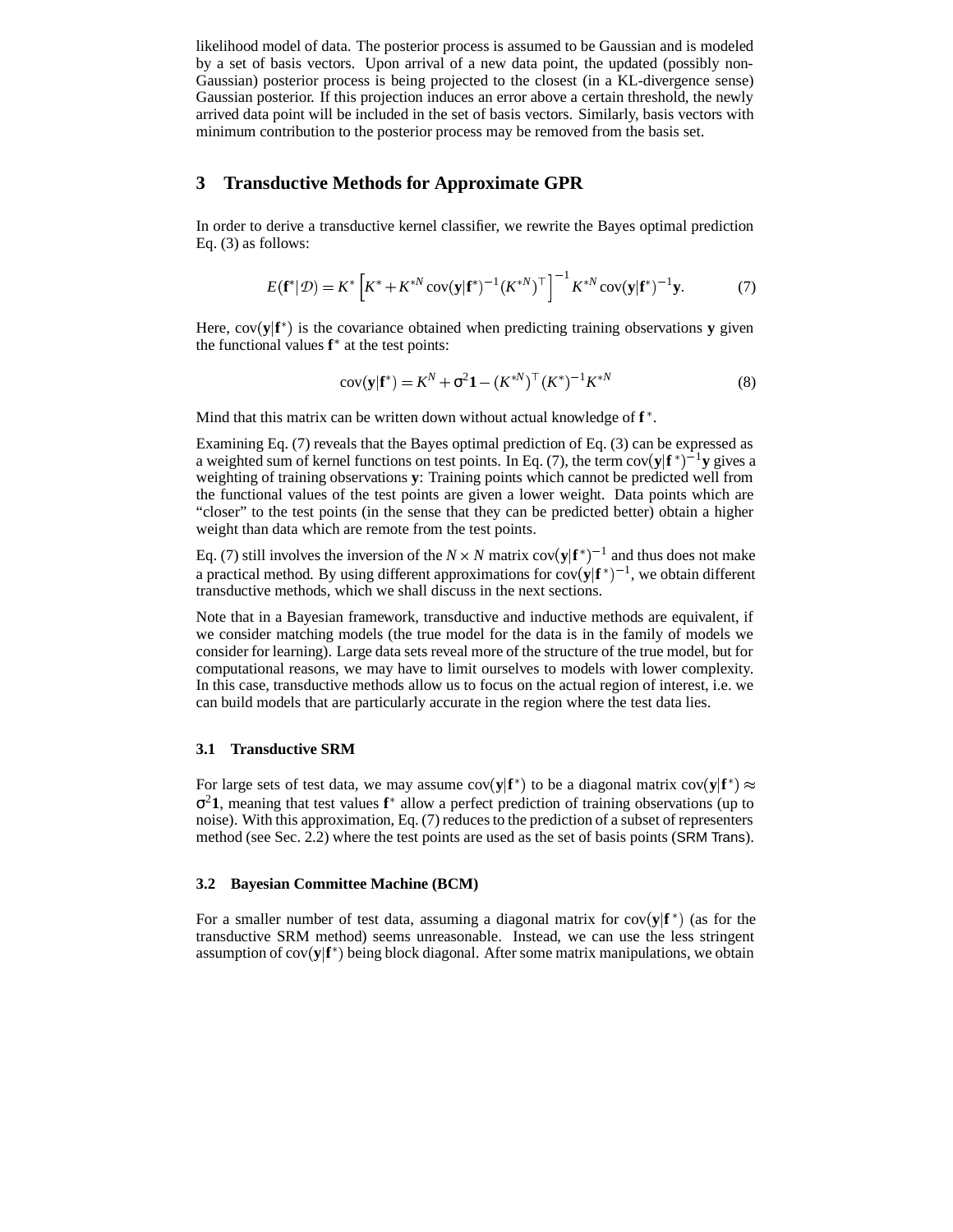likelihood model of data. The posterior process is assumed to be Gaussian and is modeled by a set of basis vectors. Upon arrival of a new data point, the updated (possibly non-Gaussian) posterior process is being projected to the closest (in a KL-divergence sense) Gaussian posterior. If this projection induces an error above a certain threshold, the newly arrived data point will be included in the set of basis vectors. Similarly, basis vectors with minimum contribution to the posterior process may be removed from the basis set.

## 3 Transductive Methods for Approximate GPR

In order to derive a transductive kernel classifier, we rewrite the Bayes optimal prediction Eq. (3) as follows:

$$E(\mathbf{f}^*|\mathcal{D}) = K^* \left[ K^* + K^{*N} \operatorname{cov}(\mathbf{y}|\mathbf{f}^*)^{-1} (K^{*N})^\top \right]^{-1} K^{*N} \operatorname{cov}(\mathbf{y}|\mathbf{f}^*)^{-1} \mathbf{y}. \tag{7}$$

Here, $\operatorname{cov}(\mathbf{y}|\mathbf{f}^*)$ is the covariance obtained when predicting training observations $\mathbf{y}$ given the functional values $\mathbf{f}^*$ at the test points:

$$\operatorname{cov}(\mathbf{y}|\mathbf{f}^*) = K^N + \sigma^2 \mathbf{1} - (K^{*N})^\top (K^*)^{-1} K^{*N} \tag{8}$$

Mind that this matrix can be written down without actual knowledge of $\mathbf{f}^*$.

Examining Eq. (7) reveals that the Bayes optimal prediction of Eq. (3) can be expressed as a weighted sum of kernel functions on test points. In Eq. (7), the term $\operatorname{cov}(\mathbf{y}|\mathbf{f}^*)^{-1}\mathbf{y}$ gives a weighting of training observations $\mathbf{y}$: Training points which cannot be predicted well from the functional values of the test points are given a lower weight. Data points which are "closer" to the test points (in the sense that they can be predicted better) obtain a higher weight than data which are remote from the test points.

Eq. (7) still involves the inversion of the $N \times N$ matrix $\operatorname{cov}(\mathbf{y}|\mathbf{f}^*)^{-1}$ and thus does not make a practical method. By using different approximations for $\operatorname{cov}(\mathbf{y}|\mathbf{f}^*)^{-1}$, we obtain different transductive methods, which we shall discuss in the next sections.

Note that in a Bayesian framework, transductive and inductive methods are equivalent, if we consider matching models (the true model for the data is in the family of models we consider for learning). Large data sets reveal more of the structure of the true model, but for computational reasons, we may have to limit ourselves to models with lower complexity. In this case, transductive methods allow us to focus on the actual region of interest, i.e. we can build models that are particularly accurate in the region where the test data lies.

### 3.1 Transductive SRM

For large sets of test data, we may assume $\operatorname{cov}(\mathbf{y}|\mathbf{f}^*)$ to be a diagonal matrix $\operatorname{cov}(\mathbf{y}|\mathbf{f}^*) \approx \sigma^2 \mathbf{1}$, meaning that test values $\mathbf{f}^*$ allow a perfect prediction of training observations (up to noise). With this approximation, Eq. (7) reduces to the prediction of a subset of representers method (see Sec. 2.2) where the test points are used as the set of basis points (SRM Trans).

### 3.2 Bayesian Committee Machine (BCM)

For a smaller number of test data, assuming a diagonal matrix for $\operatorname{cov}(\mathbf{y}|\mathbf{f}^*)$ (as for the transductive SRM method) seems unreasonable. Instead, we can use the less stringent assumption of $\operatorname{cov}(\mathbf{y}|\mathbf{f}^*)$ being block diagonal. After some matrix manipulations, we obtain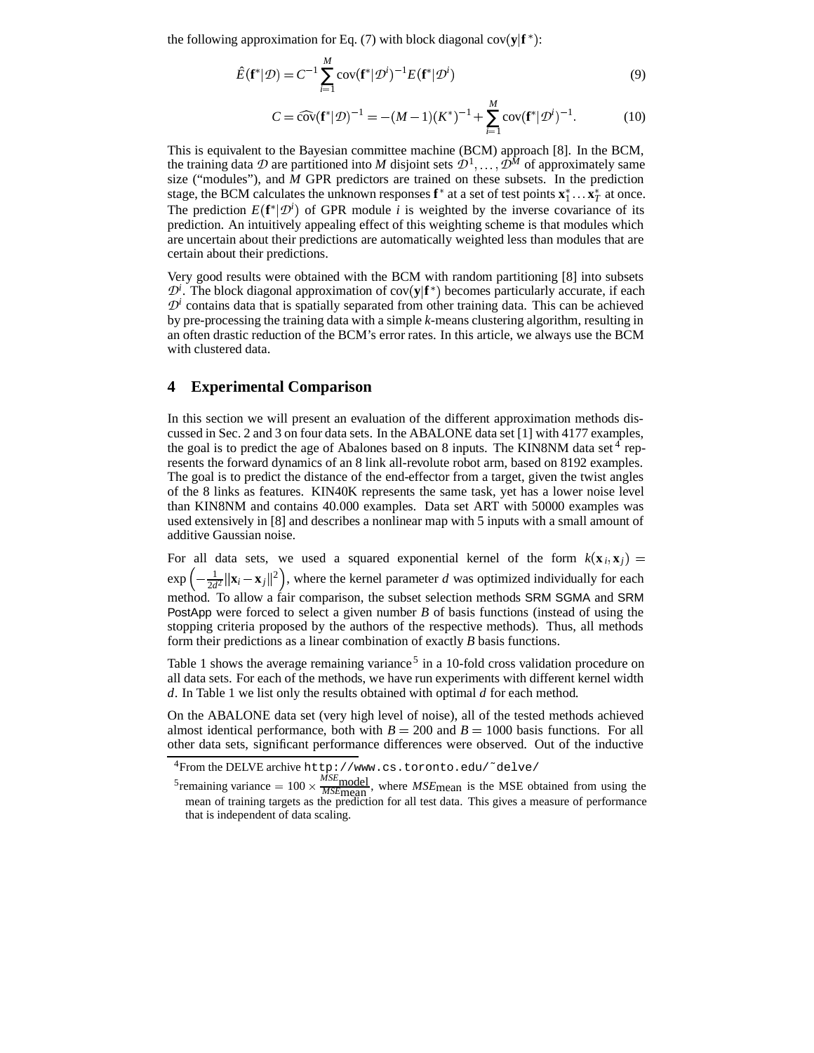the following approximation for Eq. (7) with block diagonal $\text{cov}(\mathbf{y}|\mathbf{f}^*)$:

$$\hat{E}(\mathbf{f}^*|\mathcal{D}) = C^{-1} \sum_{i=1}^{M} \text{cov}(\mathbf{f}^*|\mathcal{D}^i)^{-1} E(\mathbf{f}^*|\mathcal{D}^i) \tag{9}$$

$$C = \widehat{\text{cov}}(\mathbf{f}^*|\mathcal{D})^{-1} = -(M-1)(K^*)^{-1} + \sum_{i=1}^{M} \text{cov}(\mathbf{f}^*|\mathcal{D}^i)^{-1}. \tag{10}$$

This is equivalent to the Bayesian committee machine (BCM) approach [8]. In the BCM, the training data $\mathcal{D}$ are partitioned into $M$ disjoint sets $\mathcal{D}^1, \ldots, \mathcal{D}^M$ of approximately same size ("modules"), and $M$ GPR predictors are trained on these subsets. In the prediction stage, the BCM calculates the unknown responses $\mathbf{f}^*$ at a set of test points $\mathbf{x}_1^* \ldots \mathbf{x}_T^*$ at once. The prediction $E(\mathbf{f}^*|\mathcal{D}^i)$ of GPR module $i$ is weighted by the inverse covariance of its prediction. An intuitively appealing effect of this weighting scheme is that modules which are uncertain about their predictions are automatically weighted less than modules that are certain about their predictions.

Very good results were obtained with the BCM with random partitioning [8] into subsets $\mathcal{D}^i$. The block diagonal approximation of $\text{cov}(\mathbf{y}|\mathbf{f}^*)$ becomes particularly accurate, if each $\mathcal{D}^i$ contains data that is spatially separated from other training data. This can be achieved by pre-processing the training data with a simple $k$-means clustering algorithm, resulting in an often drastic reduction of the BCM's error rates. In this article, we always use the BCM with clustered data.

## 4 Experimental Comparison

In this section we will present an evaluation of the different approximation methods discussed in Sec. 2 and 3 on four data sets. In the ABALONE data set [1] with 4177 examples, the goal is to predict the age of Abalones based on 8 inputs. The KIN8NM data set [4] represents the forward dynamics of an 8 link all-revolute robot arm, based on 8192 examples. The goal is to predict the distance of the end-effector from a target, given the twist angles of the 8 links as features. KIN40K represents the same task, yet has a lower noise level than KIN8NM and contains 40.000 examples. Data set ART with 50000 examples was used extensively in [8] and describes a nonlinear map with 5 inputs with a small amount of additive Gaussian noise.

For all data sets, we used a squared exponential kernel of the form $k(\mathbf{x}_i, \mathbf{x}_j) = \exp\left(-\frac{1}{2d^2}\|\mathbf{x}_i - \mathbf{x}_j\|^2\right)$, where the kernel parameter $d$ was optimized individually for each method. To allow a fair comparison, the subset selection methods SRM SGMA and SRM PostApp were forced to select a given number $B$ of basis functions (instead of using the stopping criteria proposed by the authors of the respective methods). Thus, all methods form their predictions as a linear combination of exactly $B$ basis functions.

Table 1 shows the average remaining variance [5] in a 10-fold cross validation procedure on all data sets. For each of the methods, we have run experiments with different kernel width $d$. In Table 1 we list only the results obtained with optimal $d$ for each method.

On the ABALONE data set (very high level of noise), all of the tested methods achieved almost identical performance, both with $B = 200$ and $B = 1000$ basis functions. For all other data sets, significant performance differences were observed. Out of the inductive

[4] From the DELVE archive `http://www.cs.toronto.edu/~delve/`

[5] remaining variance $= 100 \times \frac{MSE_{\text{model}}}{MSE_{\text{mean}}}$, where $MSE_{\text{mean}}$ is the MSE obtained from using the mean of training targets as the prediction for all test data. This gives a measure of performance that is independent of data scaling.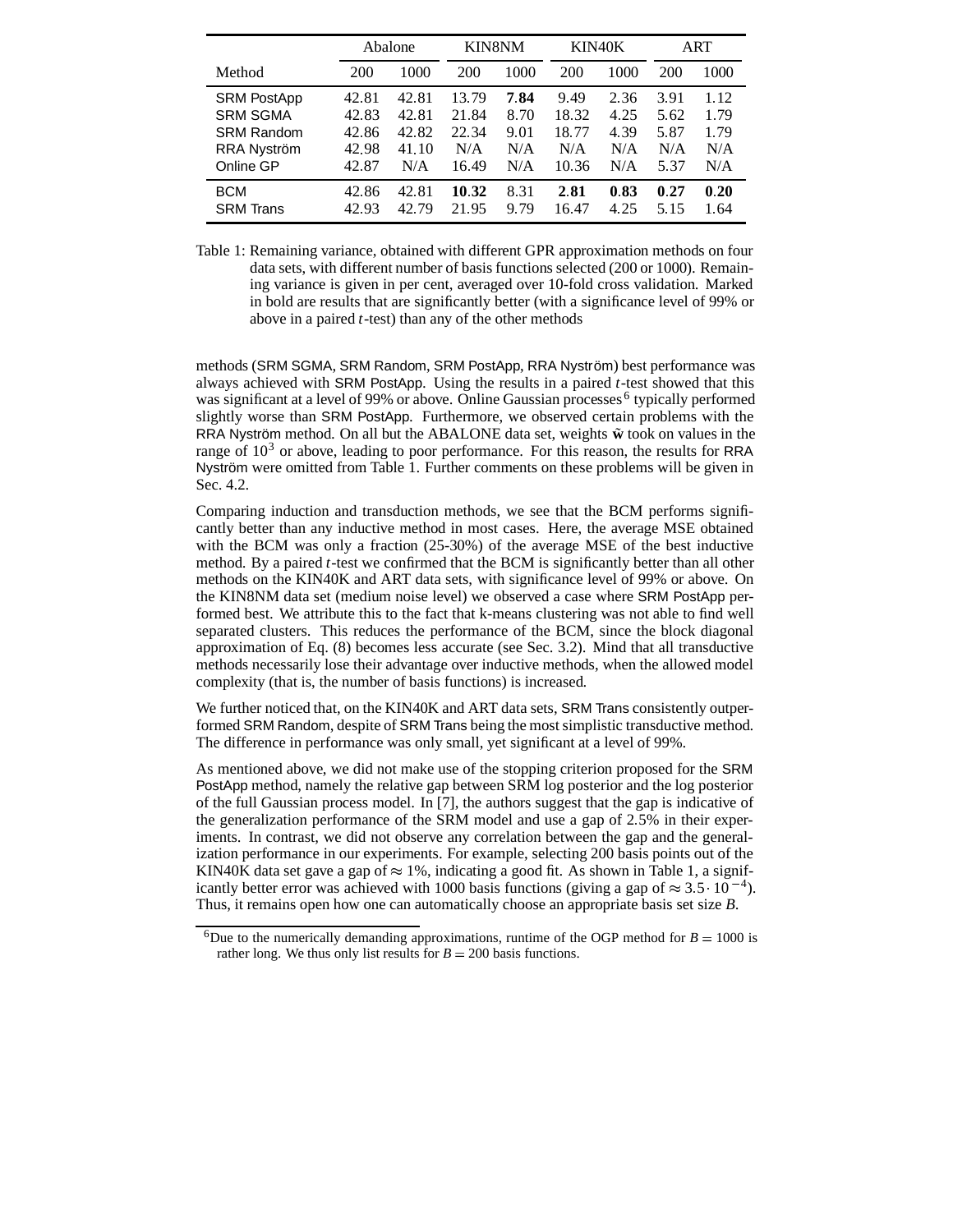| Method | Abalone | | KIN8NM | | KIN40K | | ART | |
|---|---|---|---|---|---|---|---|---|
| | 200 | 1000 | 200 | 1000 | 200 | 1000 | 200 | 1000 |
| SRM PostApp | 42.81 | 42.81 | 13.79 | **7.84** | 9.49 | 2.36 | 3.91 | 1.12 |
| SRM SGMA | 42.83 | 42.81 | 21.84 | 8.70 | 18.32 | 4.25 | 5.62 | 1.79 |
| SRM Random | 42.86 | 42.82 | 22.34 | 9.01 | 18.77 | 4.39 | 5.87 | 1.79 |
| RRA Nyström | 42.98 | 41.10 | N/A | N/A | N/A | N/A | N/A | N/A |
| Online GP | 42.87 | N/A | 16.49 | N/A | 10.36 | N/A | 5.37 | N/A |
| BCM | 42.86 | 42.81 | **10.32** | 8.31 | **2.81** | **0.83** | **0.27** | **0.20** |
| SRM Trans | 42.93 | 42.79 | 21.95 | 9.79 | 16.47 | 4.25 | 5.15 | 1.64 |

Table 1: Remaining variance, obtained with different GPR approximation methods on four data sets, with different number of basis functions selected (200 or 1000). Remaining variance is given in per cent, averaged over 10-fold cross validation. Marked in bold are results that are significantly better (with a significance level of 99% or above in a paired $t$-test) than any of the other methods

methods (SRM SGMA, SRM Random, SRM PostApp, RRA Nyström) best performance was always achieved with SRM PostApp. Using the results in a paired $t$-test showed that this was significant at a level of 99% or above. Online Gaussian processes[6] typically performed slightly worse than SRM PostApp. Furthermore, we observed certain problems with the RRA Nyström method. On all but the ABALONE data set, weights $\hat{\mathbf{w}}$ took on values in the range of $10^3$ or above, leading to poor performance. For this reason, the results for RRA Nyström were omitted from Table 1. Further comments on these problems will be given in Sec. 4.2.

Comparing induction and transduction methods, we see that the BCM performs significantly better than any inductive method in most cases. Here, the average MSE obtained with the BCM was only a fraction (25-30%) of the average MSE of the best inductive method. By a paired $t$-test we confirmed that the BCM is significantly better than all other methods on the KIN40K and ART data sets, with significance level of 99% or above. On the KIN8NM data set (medium noise level) we observed a case where SRM PostApp performed best. We attribute this to the fact that k-means clustering was not able to find well separated clusters. This reduces the performance of the BCM, since the block diagonal approximation of Eq. (8) becomes less accurate (see Sec. 3.2). Mind that all transductive methods necessarily lose their advantage over inductive methods, when the allowed model complexity (that is, the number of basis functions) is increased.

We further noticed that, on the KIN40K and ART data sets, SRM Trans consistently outperformed SRM Random, despite of SRM Trans being the most simplistic transductive method. The difference in performance was only small, yet significant at a level of 99%.

As mentioned above, we did not make use of the stopping criterion proposed for the SRM PostApp method, namely the relative gap between SRM log posterior and the log posterior of the full Gaussian process model. In [7], the authors suggest that the gap is indicative of the generalization performance of the SRM model and use a gap of 2.5% in their experiments. In contrast, we did not observe any correlation between the gap and the generalization performance in our experiments. For example, selecting 200 basis points out of the KIN40K data set gave a gap of $\approx 1\%$, indicating a good fit. As shown in Table 1, a significantly better error was achieved with 1000 basis functions (giving a gap of $\approx 3.5 \cdot 10^{-4}$). Thus, it remains open how one can automatically choose an appropriate basis set size $B$.

[6] Due to the numerically demanding approximations, runtime of the OGP method for $B = 1000$ is rather long. We thus only list results for $B = 200$ basis functions.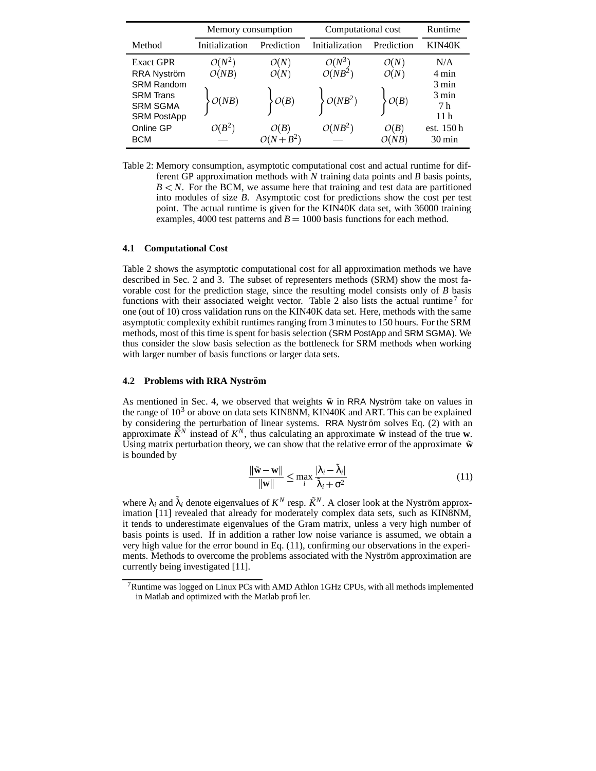| Method | Memory consumption | | Computational cost | | Runtime |
|---|---|---|---|---|---|
| | Initialization | Prediction | Initialization | Prediction | KIN40K |
| Exact GPR | $O(N^2)$ | $O(N)$ | $O(N^3)$ | $O(N)$ | N/A |
| RRA Nyström | $O(NB)$ | $O(N)$ | $O(NB^2)$ | $O(N)$ | 4 min |
| SRM Random | $O(NB)$ | $O(B)$ | $O(NB^2)$ | $O(B)$ | 3 min |
| SRM Trans | $O(NB)$ | $O(B)$ | $O(NB^2)$ | $O(B)$ | 3 min |
| SRM SGMA | $O(NB)$ | $O(B)$ | $O(NB^2)$ | $O(B)$ | 7 h |
| SRM PostApp | $O(NB)$ | $O(B)$ | $O(NB^2)$ | $O(B)$ | 11 h |
| Online GP | $O(B^2)$ | $O(B)$ | $O(NB^2)$ | $O(B)$ | est. 150 h |
| BCM | — | $O(N+B^2)$ | — | $O(NB)$ | 30 min |

Table 2: Memory consumption, asymptotic computational cost and actual runtime for different GP approximation methods with $N$ training data points and $B$ basis points, $B < N$. For the BCM, we assume here that training and test data are partitioned into modules of size $B$. Asymptotic cost for predictions show the cost per test point. The actual runtime is given for the KIN40K data set, with 36000 training examples, 4000 test patterns and $B = 1000$ basis functions for each method.

### 4.1 Computational Cost

Table 2 shows the asymptotic computational cost for all approximation methods we have described in Sec. 2 and 3. The subset of representers methods (SRM) show the most favorable cost for the prediction stage, since the resulting model consists only of $B$ basis functions with their associated weight vector. Table 2 also lists the actual runtime[7] for one (out of 10) cross validation runs on the KIN40K data set. Here, methods with the same asymptotic complexity exhibit runtimes ranging from 3 minutes to 150 hours. For the SRM methods, most of this time is spent for basis selection (SRM PostApp and SRM SGMA). We thus consider the slow basis selection as the bottleneck for SRM methods when working with larger number of basis functions or larger data sets.

### 4.2 Problems with RRA Nyström

As mentioned in Sec. 4, we observed that weights $\tilde{\mathbf{w}}$ in RRA Nyström take on values in the range of $10^3$ or above on data sets KIN8NM, KIN40K and ART. This can be explained by considering the perturbation of linear systems. RRA Nyström solves Eq. (2) with an approximate $\tilde{K}^N$ instead of $K^N$, thus calculating an approximate $\tilde{\mathbf{w}}$ instead of the true $\mathbf{w}$. Using matrix perturbation theory, we can show that the relative error of the approximate $\tilde{\mathbf{w}}$ is bounded by

$$\frac{\|\tilde{\mathbf{w}} - \mathbf{w}\|}{\|\mathbf{w}\|} \leq \max_i \frac{|\lambda_i - \tilde{\lambda}_i|}{\tilde{\lambda}_i + \sigma^2} \tag{11}$$

where $\lambda_i$ and $\tilde{\lambda}_i$ denote eigenvalues of $K^N$ resp. $\tilde{K}^N$. A closer look at the Nyström approximation [11] revealed that already for moderately complex data sets, such as KIN8NM, it tends to underestimate eigenvalues of the Gram matrix, unless a very high number of basis points is used. If in addition a rather low noise variance is assumed, we obtain a very high value for the error bound in Eq. (11), confirming our observations in the experiments. Methods to overcome the problems associated with the Nyström approximation are currently being investigated [11].

[7] Runtime was logged on Linux PCs with AMD Athlon 1GHz CPUs, with all methods implemented in Matlab and optimized with the Matlab profiler.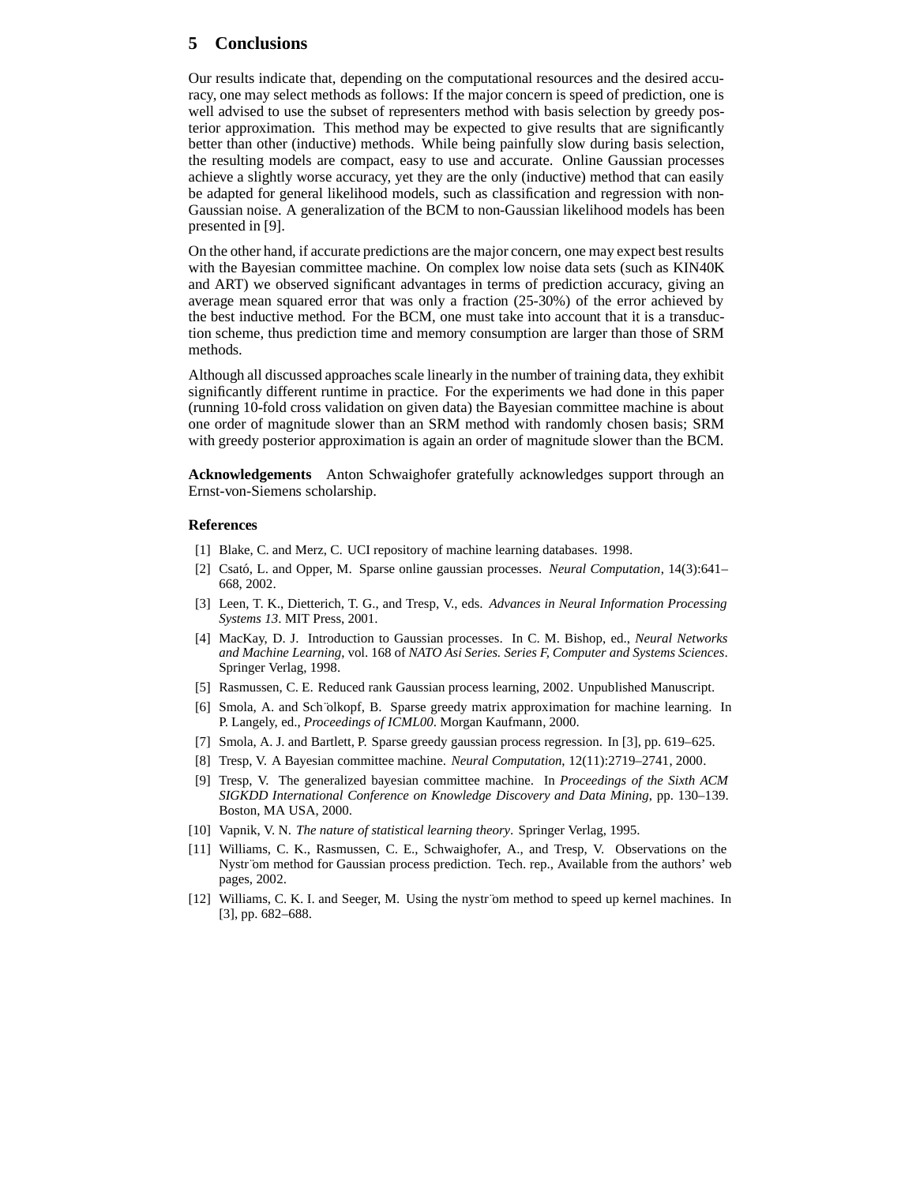## 5 Conclusions

Our results indicate that, depending on the computational resources and the desired accuracy, one may select methods as follows: If the major concern is speed of prediction, one is well advised to use the subset of representers method with basis selection by greedy posterior approximation. This method may be expected to give results that are significantly better than other (inductive) methods. While being painfully slow during basis selection, the resulting models are compact, easy to use and accurate. Online Gaussian processes achieve a slightly worse accuracy, yet they are the only (inductive) method that can easily be adapted for general likelihood models, such as classification and regression with non-Gaussian noise. A generalization of the BCM to non-Gaussian likelihood models has been presented in [9].

On the other hand, if accurate predictions are the major concern, one may expect best results with the Bayesian committee machine. On complex low noise data sets (such as KIN40K and ART) we observed significant advantages in terms of prediction accuracy, giving an average mean squared error that was only a fraction (25-30%) of the error achieved by the best inductive method. For the BCM, one must take into account that it is a transduction scheme, thus prediction time and memory consumption are larger than those of SRM methods.

Although all discussed approaches scale linearly in the number of training data, they exhibit significantly different runtime in practice. For the experiments we had done in this paper (running 10-fold cross validation on given data) the Bayesian committee machine is about one order of magnitude slower than an SRM method with randomly chosen basis; SRM with greedy posterior approximation is again an order of magnitude slower than the BCM.

**Acknowledgements** Anton Schwaighofer gratefully acknowledges support through an Ernst-von-Siemens scholarship.

### References

[1] Blake, C. and Merz, C. UCI repository of machine learning databases. 1998.

[2] Csató, L. and Opper, M. Sparse online gaussian processes. *Neural Computation*, 14(3):641–668, 2002.

[3] Leen, T. K., Dietterich, T. G., and Tresp, V., eds. *Advances in Neural Information Processing Systems 13*. MIT Press, 2001.

[4] MacKay, D. J. Introduction to Gaussian processes. In C. M. Bishop, ed., *Neural Networks and Machine Learning*, vol. 168 of *NATO Asi Series. Series F, Computer and Systems Sciences*. Springer Verlag, 1998.

[5] Rasmussen, C. E. Reduced rank Gaussian process learning, 2002. Unpublished Manuscript.

[6] Smola, A. and Schölkopf, B. Sparse greedy matrix approximation for machine learning. In P. Langely, ed., *Proceedings of ICML00*. Morgan Kaufmann, 2000.

[7] Smola, A. J. and Bartlett, P. Sparse greedy gaussian process regression. In [3], pp. 619–625.

[8] Tresp, V. A Bayesian committee machine. *Neural Computation*, 12(11):2719–2741, 2000.

[9] Tresp, V. The generalized bayesian committee machine. In *Proceedings of the Sixth ACM SIGKDD International Conference on Knowledge Discovery and Data Mining*, pp. 130–139. Boston, MA USA, 2000.

[10] Vapnik, V. N. *The nature of statistical learning theory*. Springer Verlag, 1995.

[11] Williams, C. K., Rasmussen, C. E., Schwaighofer, A., and Tresp, V. Observations on the Nyström method for Gaussian process prediction. Tech. rep., Available from the authors' web pages, 2002.

[12] Williams, C. K. I. and Seeger, M. Using the nyström method to speed up kernel machines. In [3], pp. 682–688.